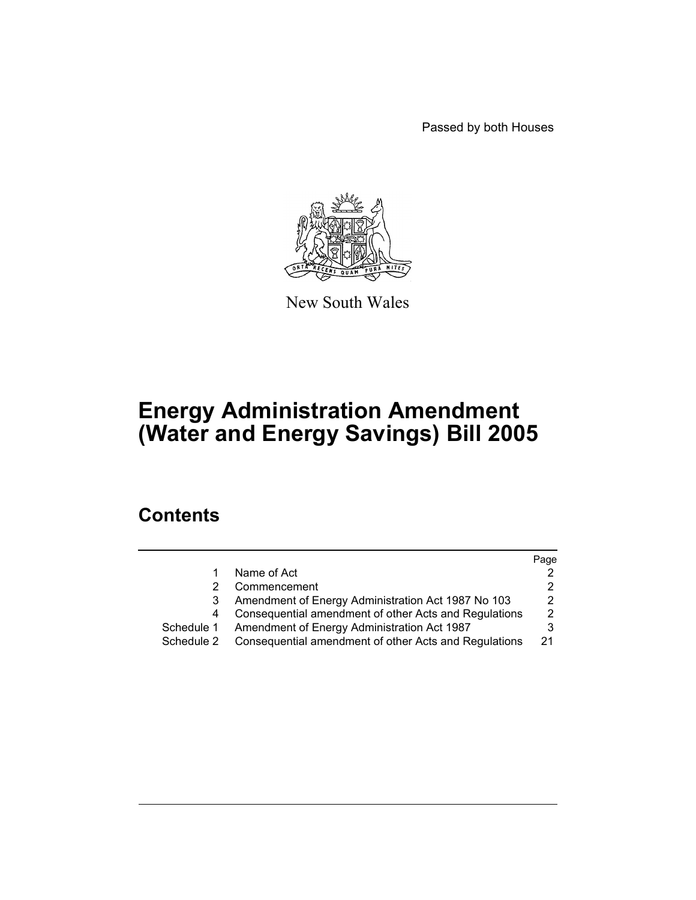Passed by both Houses

New South Wales

# Energy Administration Amendment (Water and Energy Savings) Bill 2005

## Contents

| | | Page |
|---|---|---|
| 1 | Name of Act | 2 |
| 2 | Commencement | 2 |
| 3 | Amendment of Energy Administration Act 1987 No 103 | 2 |
| 4 | Consequential amendment of other Acts and Regulations | 2 |
| Schedule 1 | Amendment of Energy Administration Act 1987 | 3 |
| Schedule 2 | Consequential amendment of other Acts and Regulations | 21 |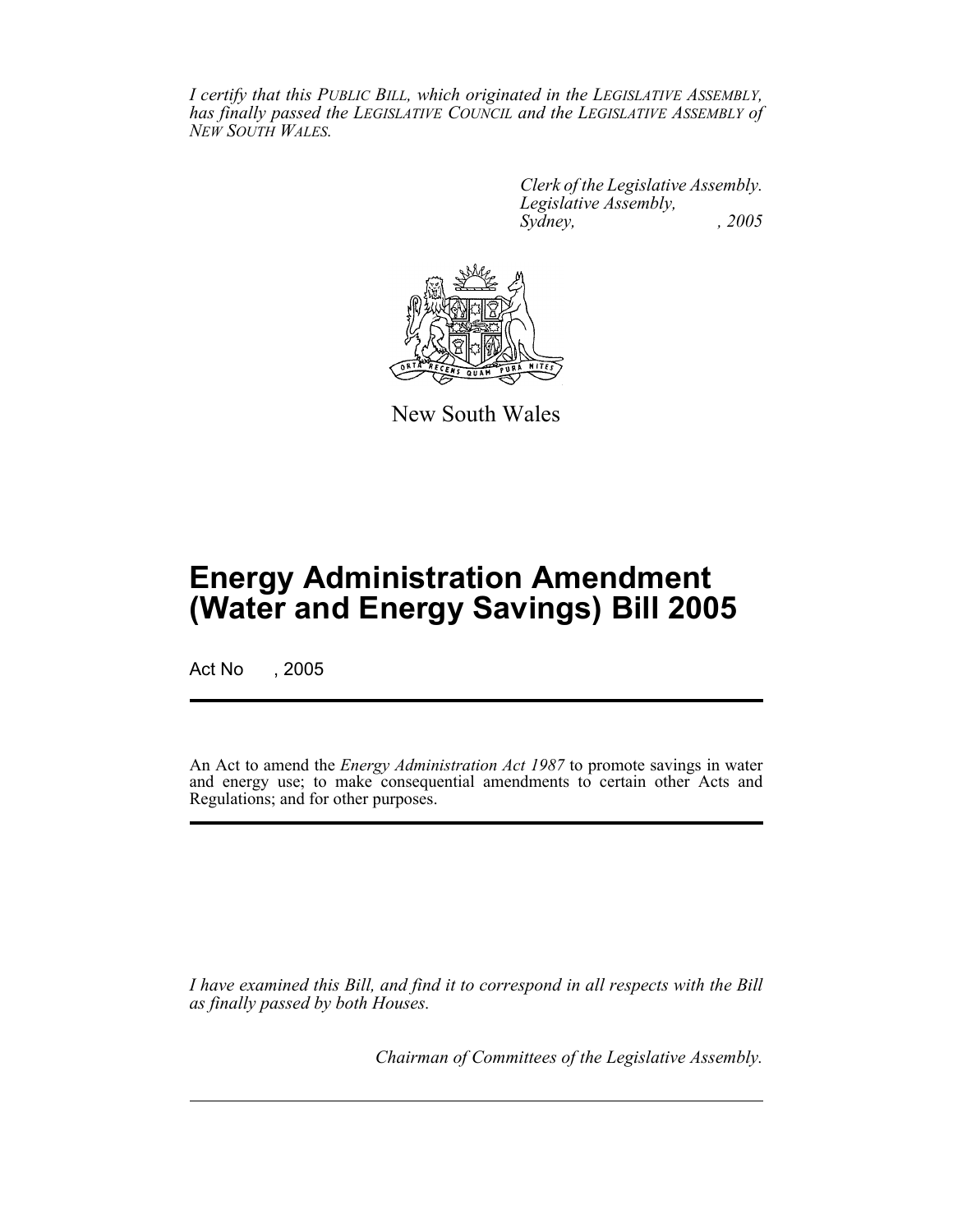*I certify that this PUBLIC BILL, which originated in the LEGISLATIVE ASSEMBLY, has finally passed the LEGISLATIVE COUNCIL and the LEGISLATIVE ASSEMBLY of NEW SOUTH WALES.*

*Clerk of the Legislative Assembly.*
*Legislative Assembly,*
*Sydney, , 2005*

New South Wales

# Energy Administration Amendment (Water and Energy Savings) Bill 2005

Act No , 2005

An Act to amend the *Energy Administration Act 1987* to promote savings in water and energy use; to make consequential amendments to certain other Acts and Regulations; and for other purposes.

*I have examined this Bill, and find it to correspond in all respects with the Bill as finally passed by both Houses.*

*Chairman of Committees of the Legislative Assembly.*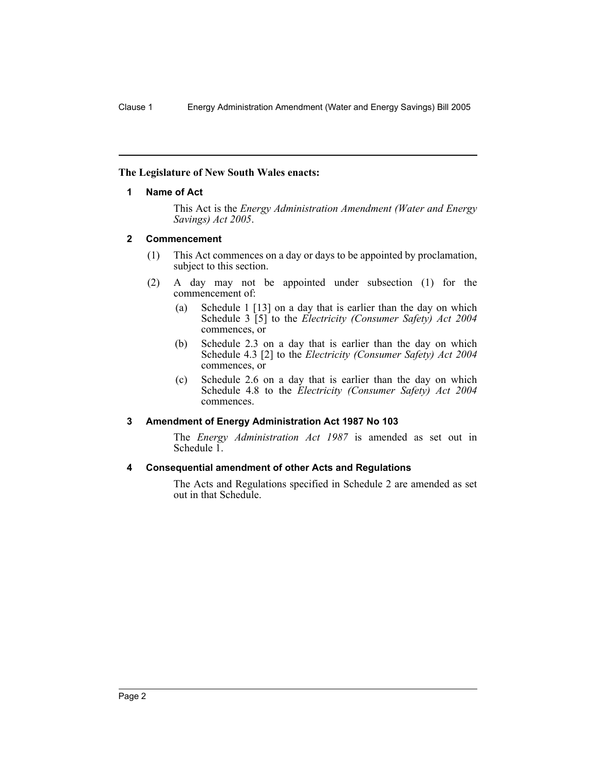**The Legislature of New South Wales enacts:**

### 1 Name of Act

This Act is the *Energy Administration Amendment (Water and Energy Savings) Act 2005*.

### 2 Commencement

(1) This Act commences on a day or days to be appointed by proclamation, subject to this section.

(2) A day may not be appointed under subsection (1) for the commencement of:

- (a) Schedule 1 [13] on a day that is earlier than the day on which Schedule 3 [5] to the *Electricity (Consumer Safety) Act 2004* commences, or
- (b) Schedule 2.3 on a day that is earlier than the day on which Schedule 4.3 [2] to the *Electricity (Consumer Safety) Act 2004* commences, or
- (c) Schedule 2.6 on a day that is earlier than the day on which Schedule 4.8 to the *Electricity (Consumer Safety) Act 2004* commences.

### 3 Amendment of Energy Administration Act 1987 No 103

The *Energy Administration Act 1987* is amended as set out in Schedule 1.

### 4 Consequential amendment of other Acts and Regulations

The Acts and Regulations specified in Schedule 2 are amended as set out in that Schedule.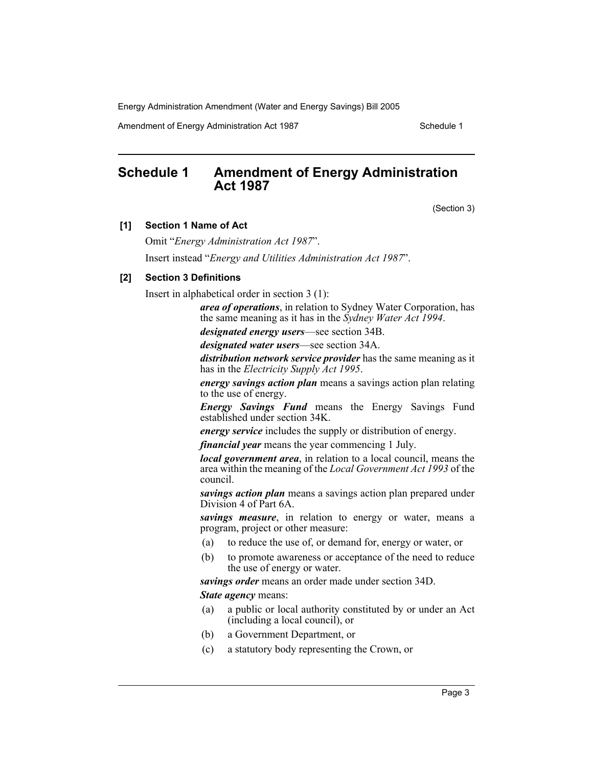## Schedule 1 Amendment of Energy Administration Act 1987

(Section 3)

**[1] Section 1 Name of Act**

Omit "*Energy Administration Act 1987*".

Insert instead "*Energy and Utilities Administration Act 1987*".

**[2] Section 3 Definitions**

Insert in alphabetical order in section 3 (1):

> ***area of operations***, in relation to Sydney Water Corporation, has the same meaning as it has in the *Sydney Water Act 1994*.
>
> ***designated energy users***—see section 34B.
>
> ***designated water users***—see section 34A.
>
> ***distribution network service provider*** has the same meaning as it has in the *Electricity Supply Act 1995*.
>
> ***energy savings action plan*** means a savings action plan relating to the use of energy.
>
> ***Energy Savings Fund*** means the Energy Savings Fund established under section 34K.
>
> ***energy service*** includes the supply or distribution of energy.
>
> ***financial year*** means the year commencing 1 July.
>
> ***local government area***, in relation to a local council, means the area within the meaning of the *Local Government Act 1993* of the council.
>
> ***savings action plan*** means a savings action plan prepared under Division 4 of Part 6A.
>
> ***savings measure***, in relation to energy or water, means a program, project or other measure:
>
> (a) to reduce the use of, or demand for, energy or water, or
>
> (b) to promote awareness or acceptance of the need to reduce the use of energy or water.
>
> ***savings order*** means an order made under section 34D.
>
> ***State agency*** means:
>
> (a) a public or local authority constituted by or under an Act (including a local council), or
>
> (b) a Government Department, or
>
> (c) a statutory body representing the Crown, or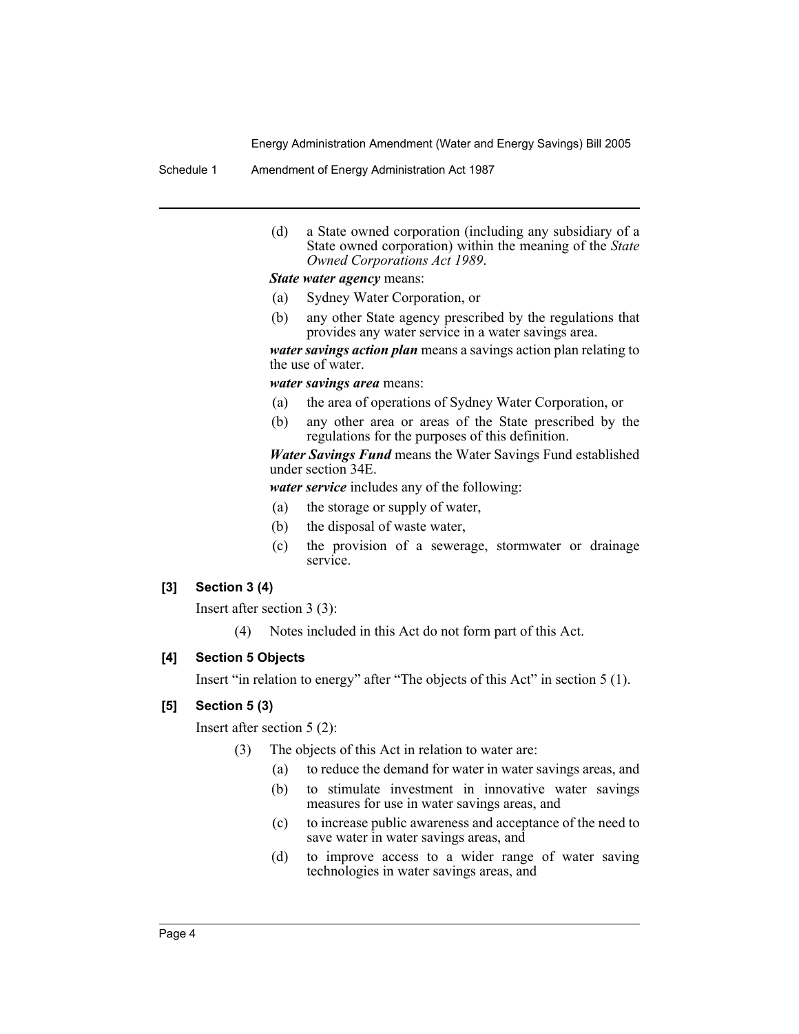(d) a State owned corporation (including any subsidiary of a State owned corporation) within the meaning of the *State Owned Corporations Act 1989*.

***State water agency*** means:

(a) Sydney Water Corporation, or

(b) any other State agency prescribed by the regulations that provides any water service in a water savings area.

***water savings action plan*** means a savings action plan relating to the use of water.

***water savings area*** means:

(a) the area of operations of Sydney Water Corporation, or

(b) any other area or areas of the State prescribed by the regulations for the purposes of this definition.

***Water Savings Fund*** means the Water Savings Fund established under section 34E.

***water service*** includes any of the following:

(a) the storage or supply of water,

(b) the disposal of waste water,

(c) the provision of a sewerage, stormwater or drainage service.

**[3] Section 3 (4)**

Insert after section 3 (3):

(4) Notes included in this Act do not form part of this Act.

**[4] Section 5 Objects**

Insert "in relation to energy" after "The objects of this Act" in section 5 (1).

**[5] Section 5 (3)**

Insert after section 5 (2):

(3) The objects of this Act in relation to water are:

(a) to reduce the demand for water in water savings areas, and

(b) to stimulate investment in innovative water savings measures for use in water savings areas, and

(c) to increase public awareness and acceptance of the need to save water in water savings areas, and

(d) to improve access to a wider range of water saving technologies in water savings areas, and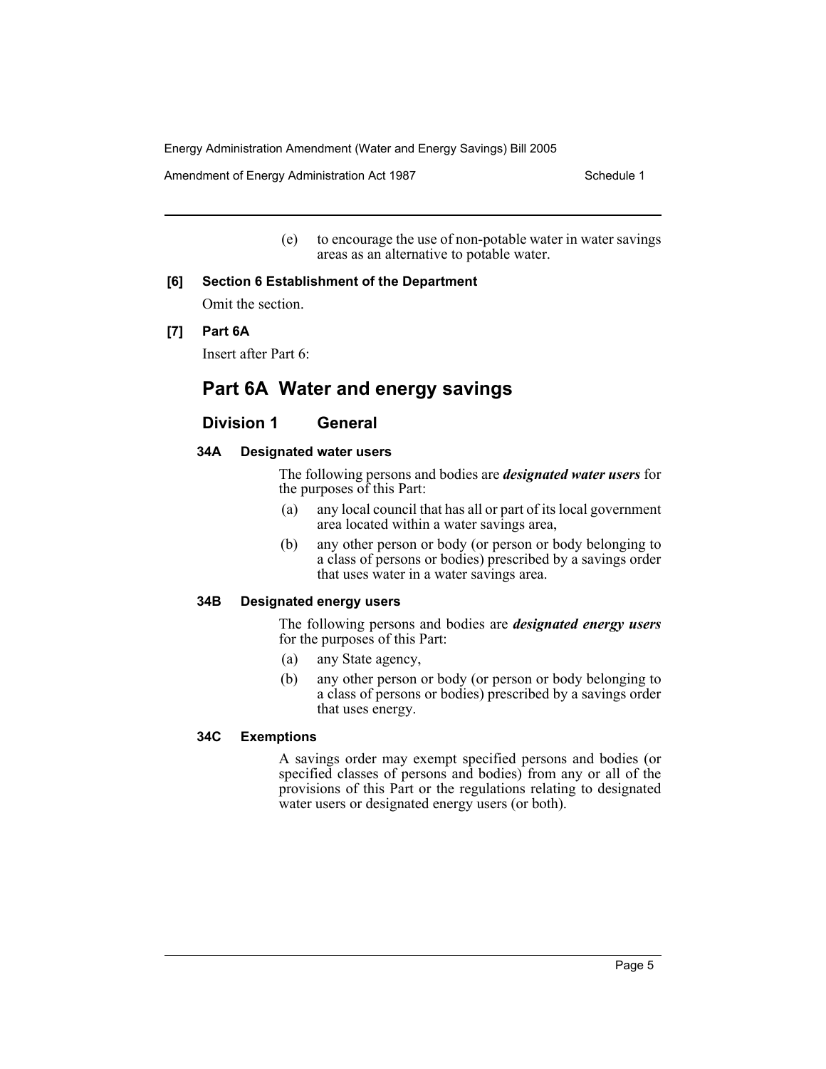(e) to encourage the use of non-potable water in water savings areas as an alternative to potable water.

**[6] Section 6 Establishment of the Department**

Omit the section.

**[7] Part 6A**

Insert after Part 6:

## Part 6A Water and energy savings

### Division 1 General

#### 34A Designated water users

The following persons and bodies are ***designated water users*** for the purposes of this Part:

(a) any local council that has all or part of its local government area located within a water savings area,

(b) any other person or body (or person or body belonging to a class of persons or bodies) prescribed by a savings order that uses water in a water savings area.

#### 34B Designated energy users

The following persons and bodies are ***designated energy users*** for the purposes of this Part:

(a) any State agency,

(b) any other person or body (or person or body belonging to a class of persons or bodies) prescribed by a savings order that uses energy.

#### 34C Exemptions

A savings order may exempt specified persons and bodies (or specified classes of persons and bodies) from any or all of the provisions of this Part or the regulations relating to designated water users or designated energy users (or both).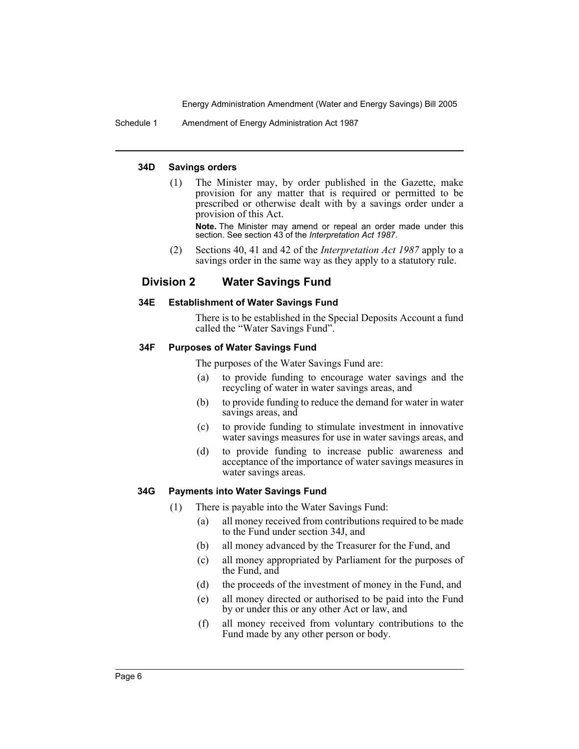#### 34D Savings orders

(1) The Minister may, by order published in the Gazette, make provision for any matter that is required or permitted to be prescribed or otherwise dealt with by a savings order under a provision of this Act.

**Note.** The Minister may amend or repeal an order made under this section. See section 43 of the *Interpretation Act 1987*.

(2) Sections 40, 41 and 42 of the *Interpretation Act 1987* apply to a savings order in the same way as they apply to a statutory rule.

### Division 2 Water Savings Fund

#### 34E Establishment of Water Savings Fund

There is to be established in the Special Deposits Account a fund called the "Water Savings Fund".

#### 34F Purposes of Water Savings Fund

The purposes of the Water Savings Fund are:

(a) to provide funding to encourage water savings and the recycling of water in water savings areas, and

(b) to provide funding to reduce the demand for water in water savings areas, and

(c) to provide funding to stimulate investment in innovative water savings measures for use in water savings areas, and

(d) to provide funding to increase public awareness and acceptance of the importance of water savings measures in water savings areas.

#### 34G Payments into Water Savings Fund

(1) There is payable into the Water Savings Fund:

(a) all money received from contributions required to be made to the Fund under section 34J, and

(b) all money advanced by the Treasurer for the Fund, and

(c) all money appropriated by Parliament for the purposes of the Fund, and

(d) the proceeds of the investment of money in the Fund, and

(e) all money directed or authorised to be paid into the Fund by or under this or any other Act or law, and

(f) all money received from voluntary contributions to the Fund made by any other person or body.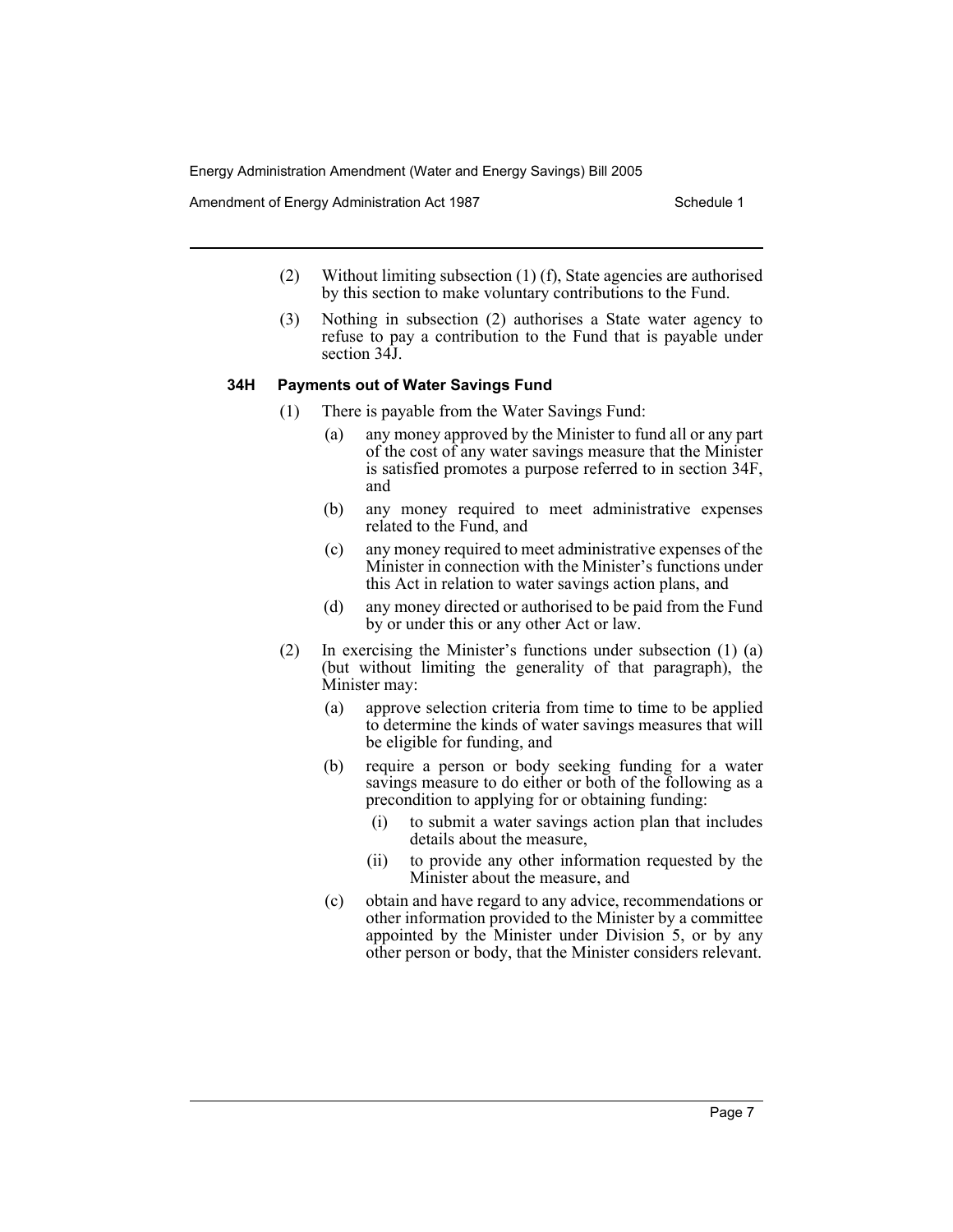(2) Without limiting subsection (1) (f), State agencies are authorised by this section to make voluntary contributions to the Fund.

(3) Nothing in subsection (2) authorises a State water agency to refuse to pay a contribution to the Fund that is payable under section 34J.

**34H Payments out of Water Savings Fund**

(1) There is payable from the Water Savings Fund:

- (a) any money approved by the Minister to fund all or any part of the cost of any water savings measure that the Minister is satisfied promotes a purpose referred to in section 34F, and
- (b) any money required to meet administrative expenses related to the Fund, and
- (c) any money required to meet administrative expenses of the Minister in connection with the Minister's functions under this Act in relation to water savings action plans, and
- (d) any money directed or authorised to be paid from the Fund by or under this or any other Act or law.

(2) In exercising the Minister's functions under subsection (1) (a) (but without limiting the generality of that paragraph), the Minister may:

- (a) approve selection criteria from time to time to be applied to determine the kinds of water savings measures that will be eligible for funding, and
- (b) require a person or body seeking funding for a water savings measure to do either or both of the following as a precondition to applying for or obtaining funding:
  - (i) to submit a water savings action plan that includes details about the measure,
  - (ii) to provide any other information requested by the Minister about the measure, and
- (c) obtain and have regard to any advice, recommendations or other information provided to the Minister by a committee appointed by the Minister under Division 5, or by any other person or body, that the Minister considers relevant.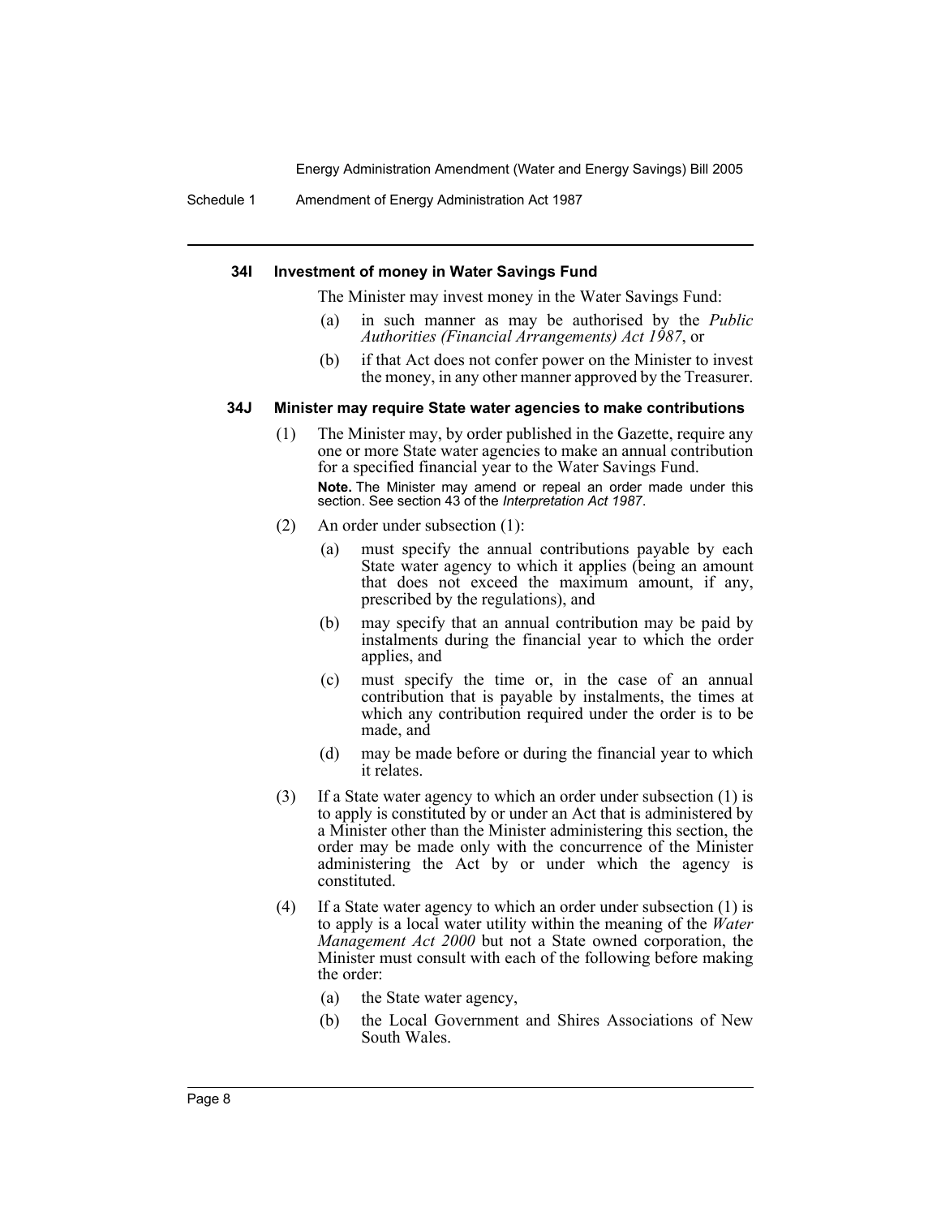#### 34I Investment of money in Water Savings Fund

The Minister may invest money in the Water Savings Fund:

(a) in such manner as may be authorised by the *Public Authorities (Financial Arrangements) Act 1987*, or

(b) if that Act does not confer power on the Minister to invest the money, in any other manner approved by the Treasurer.

#### 34J Minister may require State water agencies to make contributions

(1) The Minister may, by order published in the Gazette, require any one or more State water agencies to make an annual contribution for a specified financial year to the Water Savings Fund.

**Note.** The Minister may amend or repeal an order made under this section. See section 43 of the *Interpretation Act 1987*.

(2) An order under subsection (1):

(a) must specify the annual contributions payable by each State water agency to which it applies (being an amount that does not exceed the maximum amount, if any, prescribed by the regulations), and

(b) may specify that an annual contribution may be paid by instalments during the financial year to which the order applies, and

(c) must specify the time or, in the case of an annual contribution that is payable by instalments, the times at which any contribution required under the order is to be made, and

(d) may be made before or during the financial year to which it relates.

(3) If a State water agency to which an order under subsection (1) is to apply is constituted by or under an Act that is administered by a Minister other than the Minister administering this section, the order may be made only with the concurrence of the Minister administering the Act by or under which the agency is constituted.

(4) If a State water agency to which an order under subsection (1) is to apply is a local water utility within the meaning of the *Water Management Act 2000* but not a State owned corporation, the Minister must consult with each of the following before making the order:

(a) the State water agency,

(b) the Local Government and Shires Associations of New South Wales.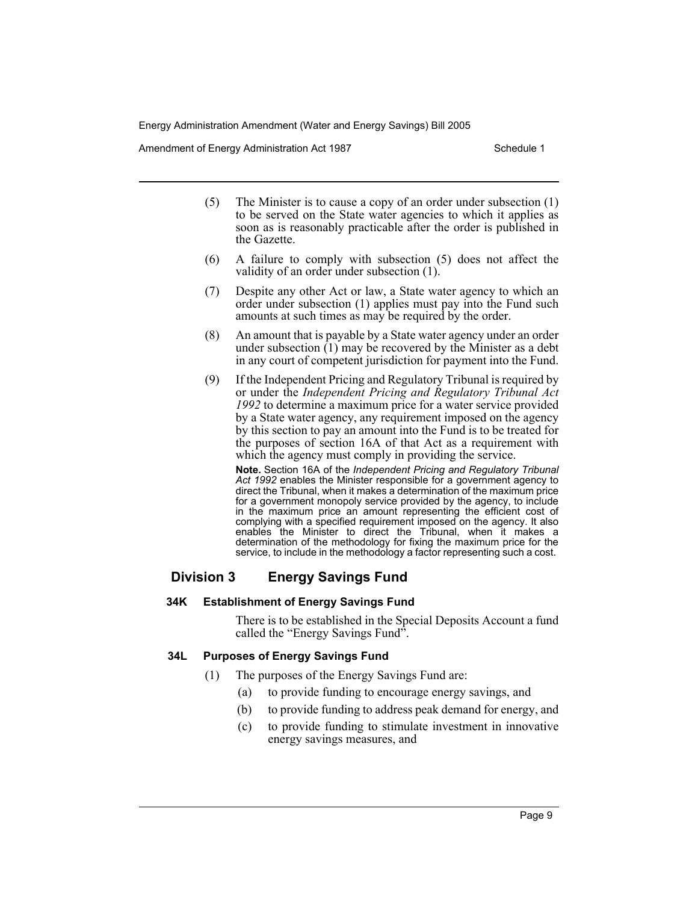(5) The Minister is to cause a copy of an order under subsection (1) to be served on the State water agencies to which it applies as soon as is reasonably practicable after the order is published in the Gazette.

(6) A failure to comply with subsection (5) does not affect the validity of an order under subsection (1).

(7) Despite any other Act or law, a State water agency to which an order under subsection (1) applies must pay into the Fund such amounts at such times as may be required by the order.

(8) An amount that is payable by a State water agency under an order under subsection (1) may be recovered by the Minister as a debt in any court of competent jurisdiction for payment into the Fund.

(9) If the Independent Pricing and Regulatory Tribunal is required by or under the *Independent Pricing and Regulatory Tribunal Act 1992* to determine a maximum price for a water service provided by a State water agency, any requirement imposed on the agency by this section to pay an amount into the Fund is to be treated for the purposes of section 16A of that Act as a requirement with which the agency must comply in providing the service.

**Note.** Section 16A of the *Independent Pricing and Regulatory Tribunal Act 1992* enables the Minister responsible for a government agency to direct the Tribunal, when it makes a determination of the maximum price for a government monopoly service provided by the agency, to include in the maximum price an amount representing the efficient cost of complying with a specified requirement imposed on the agency. It also enables the Minister to direct the Tribunal, when it makes a determination of the methodology for fixing the maximum price for the service, to include in the methodology a factor representing such a cost.

## Division 3 Energy Savings Fund

### 34K Establishment of Energy Savings Fund

There is to be established in the Special Deposits Account a fund called the "Energy Savings Fund".

### 34L Purposes of Energy Savings Fund

(1) The purposes of the Energy Savings Fund are:

- (a) to provide funding to encourage energy savings, and
- (b) to provide funding to address peak demand for energy, and
- (c) to provide funding to stimulate investment in innovative energy savings measures, and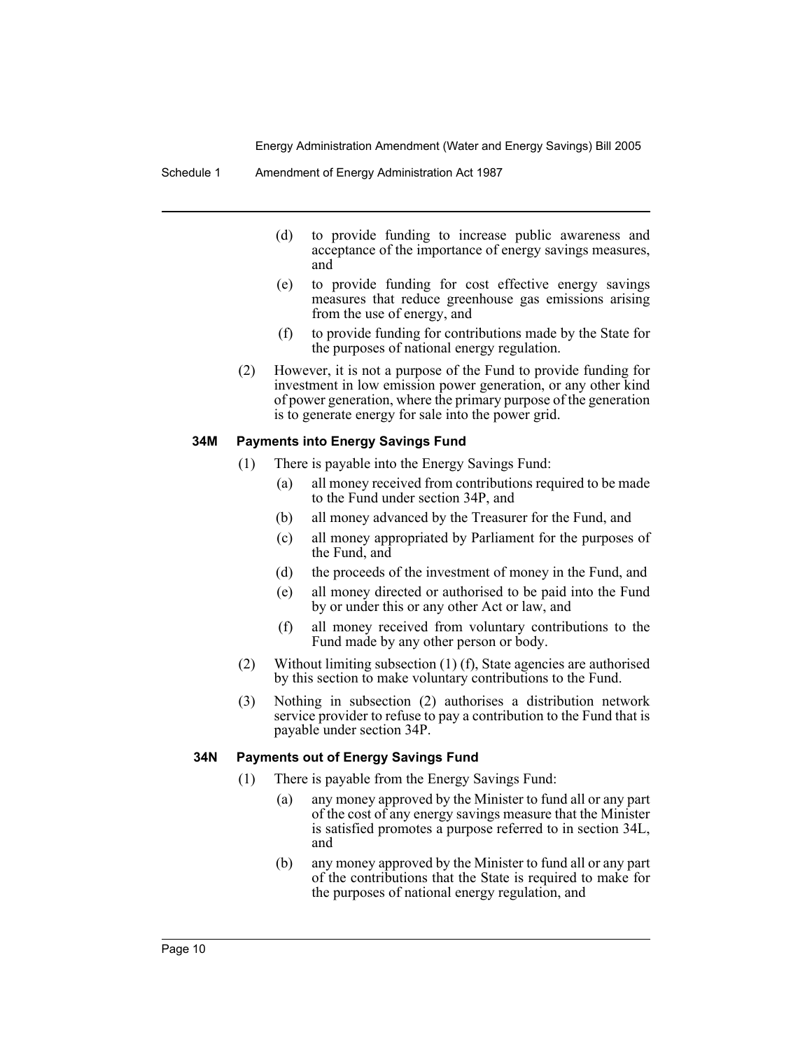(d) to provide funding to increase public awareness and acceptance of the importance of energy savings measures, and

(e) to provide funding for cost effective energy savings measures that reduce greenhouse gas emissions arising from the use of energy, and

(f) to provide funding for contributions made by the State for the purposes of national energy regulation.

(2) However, it is not a purpose of the Fund to provide funding for investment in low emission power generation, or any other kind of power generation, where the primary purpose of the generation is to generate energy for sale into the power grid.

**34M Payments into Energy Savings Fund**

(1) There is payable into the Energy Savings Fund:

(a) all money received from contributions required to be made to the Fund under section 34P, and

(b) all money advanced by the Treasurer for the Fund, and

(c) all money appropriated by Parliament for the purposes of the Fund, and

(d) the proceeds of the investment of money in the Fund, and

(e) all money directed or authorised to be paid into the Fund by or under this or any other Act or law, and

(f) all money received from voluntary contributions to the Fund made by any other person or body.

(2) Without limiting subsection (1) (f), State agencies are authorised by this section to make voluntary contributions to the Fund.

(3) Nothing in subsection (2) authorises a distribution network service provider to refuse to pay a contribution to the Fund that is payable under section 34P.

**34N Payments out of Energy Savings Fund**

(1) There is payable from the Energy Savings Fund:

(a) any money approved by the Minister to fund all or any part of the cost of any energy savings measure that the Minister is satisfied promotes a purpose referred to in section 34L, and

(b) any money approved by the Minister to fund all or any part of the contributions that the State is required to make for the purposes of national energy regulation, and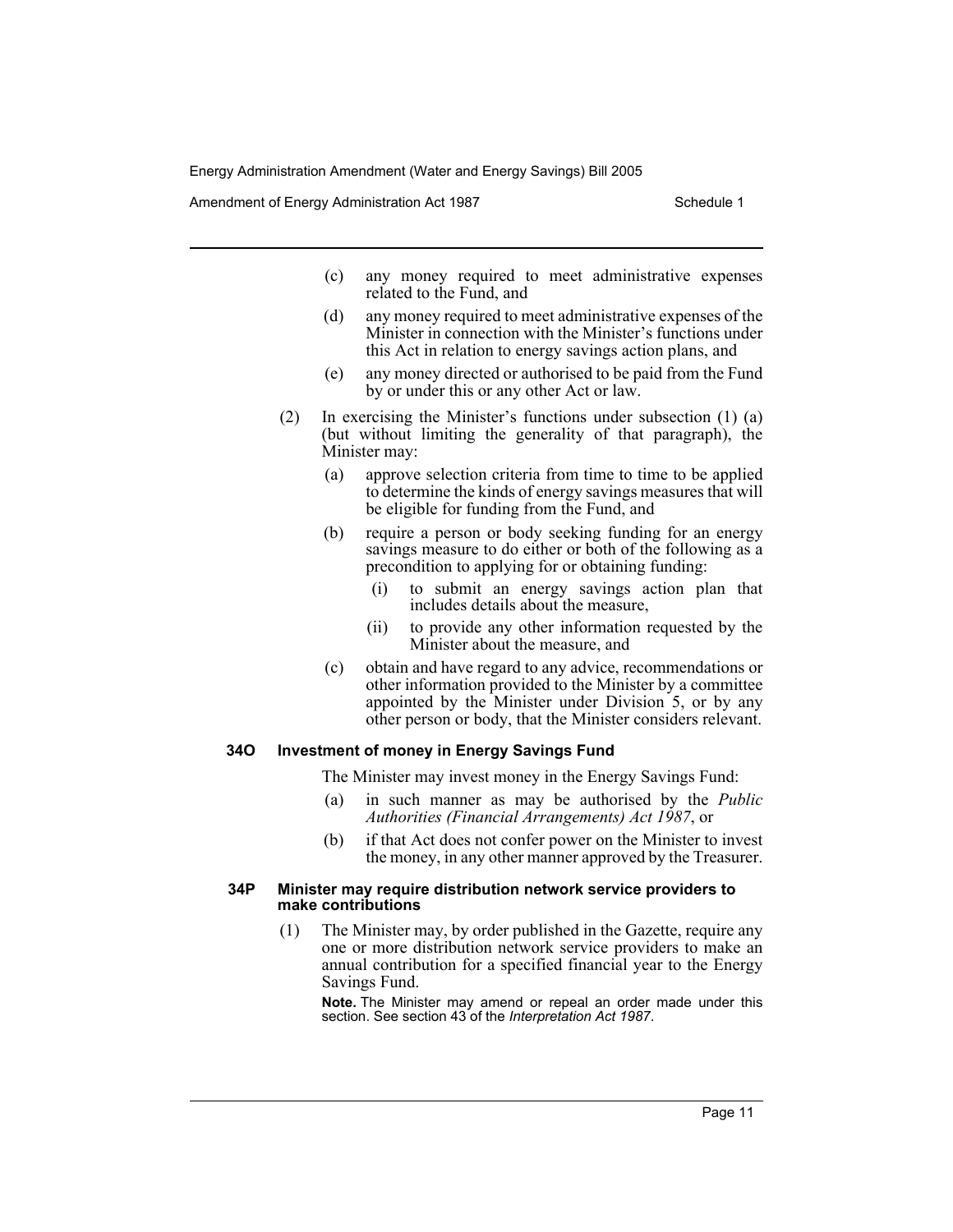(c) any money required to meet administrative expenses related to the Fund, and

(d) any money required to meet administrative expenses of the Minister in connection with the Minister's functions under this Act in relation to energy savings action plans, and

(e) any money directed or authorised to be paid from the Fund by or under this or any other Act or law.

(2) In exercising the Minister's functions under subsection (1) (a) (but without limiting the generality of that paragraph), the Minister may:

(a) approve selection criteria from time to time to be applied to determine the kinds of energy savings measures that will be eligible for funding from the Fund, and

(b) require a person or body seeking funding for an energy savings measure to do either or both of the following as a precondition to applying for or obtaining funding:

(i) to submit an energy savings action plan that includes details about the measure,

(ii) to provide any other information requested by the Minister about the measure, and

(c) obtain and have regard to any advice, recommendations or other information provided to the Minister by a committee appointed by the Minister under Division 5, or by any other person or body, that the Minister considers relevant.

### 34O Investment of money in Energy Savings Fund

The Minister may invest money in the Energy Savings Fund:

(a) in such manner as may be authorised by the *Public Authorities (Financial Arrangements) Act 1987*, or

(b) if that Act does not confer power on the Minister to invest the money, in any other manner approved by the Treasurer.

### 34P Minister may require distribution network service providers to make contributions

(1) The Minister may, by order published in the Gazette, require any one or more distribution network service providers to make an annual contribution for a specified financial year to the Energy Savings Fund.

**Note.** The Minister may amend or repeal an order made under this section. See section 43 of the *Interpretation Act 1987*.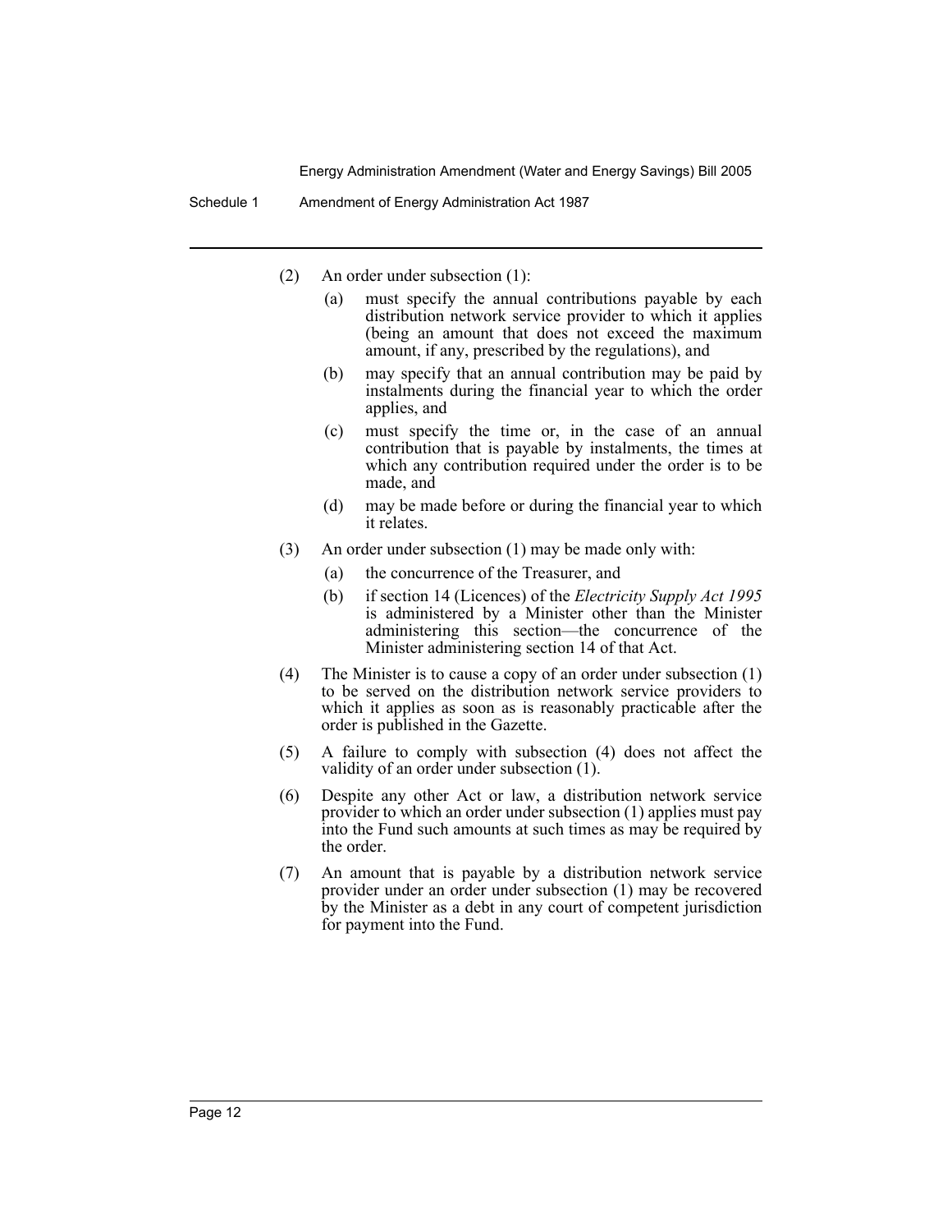(2) An order under subsection (1):

  (a) must specify the annual contributions payable by each distribution network service provider to which it applies (being an amount that does not exceed the maximum amount, if any, prescribed by the regulations), and

  (b) may specify that an annual contribution may be paid by instalments during the financial year to which the order applies, and

  (c) must specify the time or, in the case of an annual contribution that is payable by instalments, the times at which any contribution required under the order is to be made, and

  (d) may be made before or during the financial year to which it relates.

(3) An order under subsection (1) may be made only with:

  (a) the concurrence of the Treasurer, and

  (b) if section 14 (Licences) of the *Electricity Supply Act 1995* is administered by a Minister other than the Minister administering this section—the concurrence of the Minister administering section 14 of that Act.

(4) The Minister is to cause a copy of an order under subsection (1) to be served on the distribution network service providers to which it applies as soon as is reasonably practicable after the order is published in the Gazette.

(5) A failure to comply with subsection (4) does not affect the validity of an order under subsection (1).

(6) Despite any other Act or law, a distribution network service provider to which an order under subsection (1) applies must pay into the Fund such amounts at such times as may be required by the order.

(7) An amount that is payable by a distribution network service provider under an order under subsection (1) may be recovered by the Minister as a debt in any court of competent jurisdiction for payment into the Fund.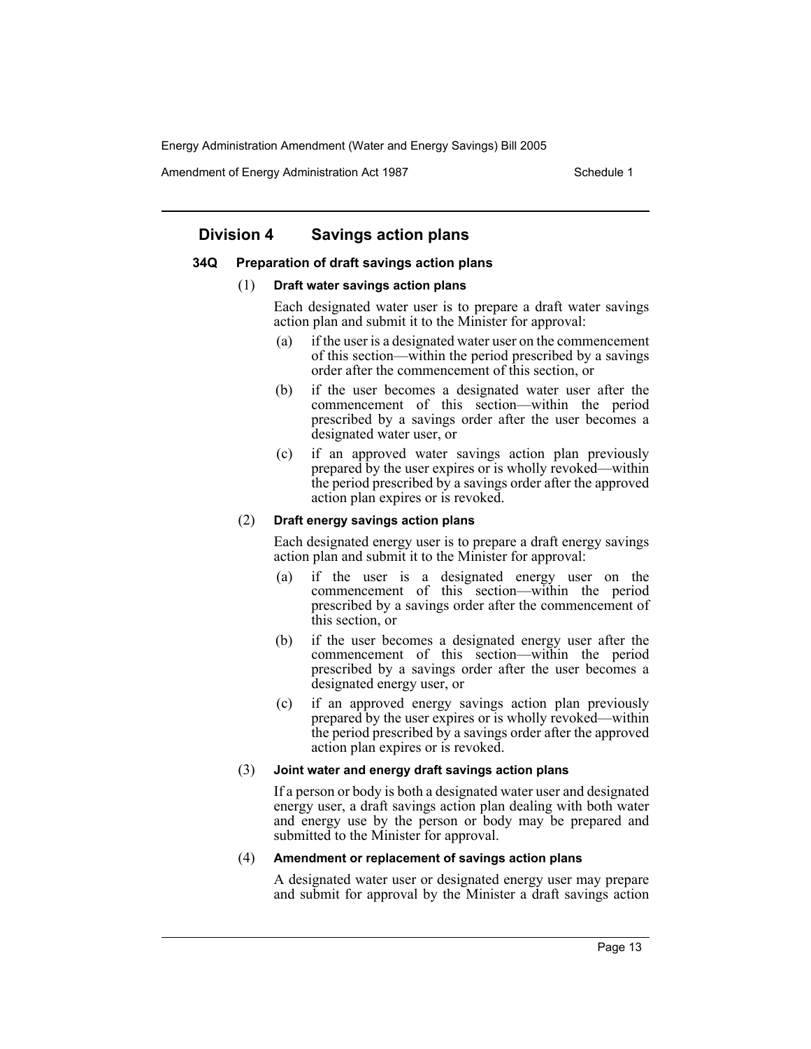## Division 4 Savings action plans

### 34Q Preparation of draft savings action plans

(1) **Draft water savings action plans**

Each designated water user is to prepare a draft water savings action plan and submit it to the Minister for approval:

- (a) if the user is a designated water user on the commencement of this section—within the period prescribed by a savings order after the commencement of this section, or
- (b) if the user becomes a designated water user after the commencement of this section—within the period prescribed by a savings order after the user becomes a designated water user, or
- (c) if an approved water savings action plan previously prepared by the user expires or is wholly revoked—within the period prescribed by a savings order after the approved action plan expires or is revoked.

(2) **Draft energy savings action plans**

Each designated energy user is to prepare a draft energy savings action plan and submit it to the Minister for approval:

- (a) if the user is a designated energy user on the commencement of this section—within the period prescribed by a savings order after the commencement of this section, or
- (b) if the user becomes a designated energy user after the commencement of this section—within the period prescribed by a savings order after the user becomes a designated energy user, or
- (c) if an approved energy savings action plan previously prepared by the user expires or is wholly revoked—within the period prescribed by a savings order after the approved action plan expires or is revoked.

(3) **Joint water and energy draft savings action plans**

If a person or body is both a designated water user and designated energy user, a draft savings action plan dealing with both water and energy use by the person or body may be prepared and submitted to the Minister for approval.

(4) **Amendment or replacement of savings action plans**

A designated water user or designated energy user may prepare and submit for approval by the Minister a draft savings action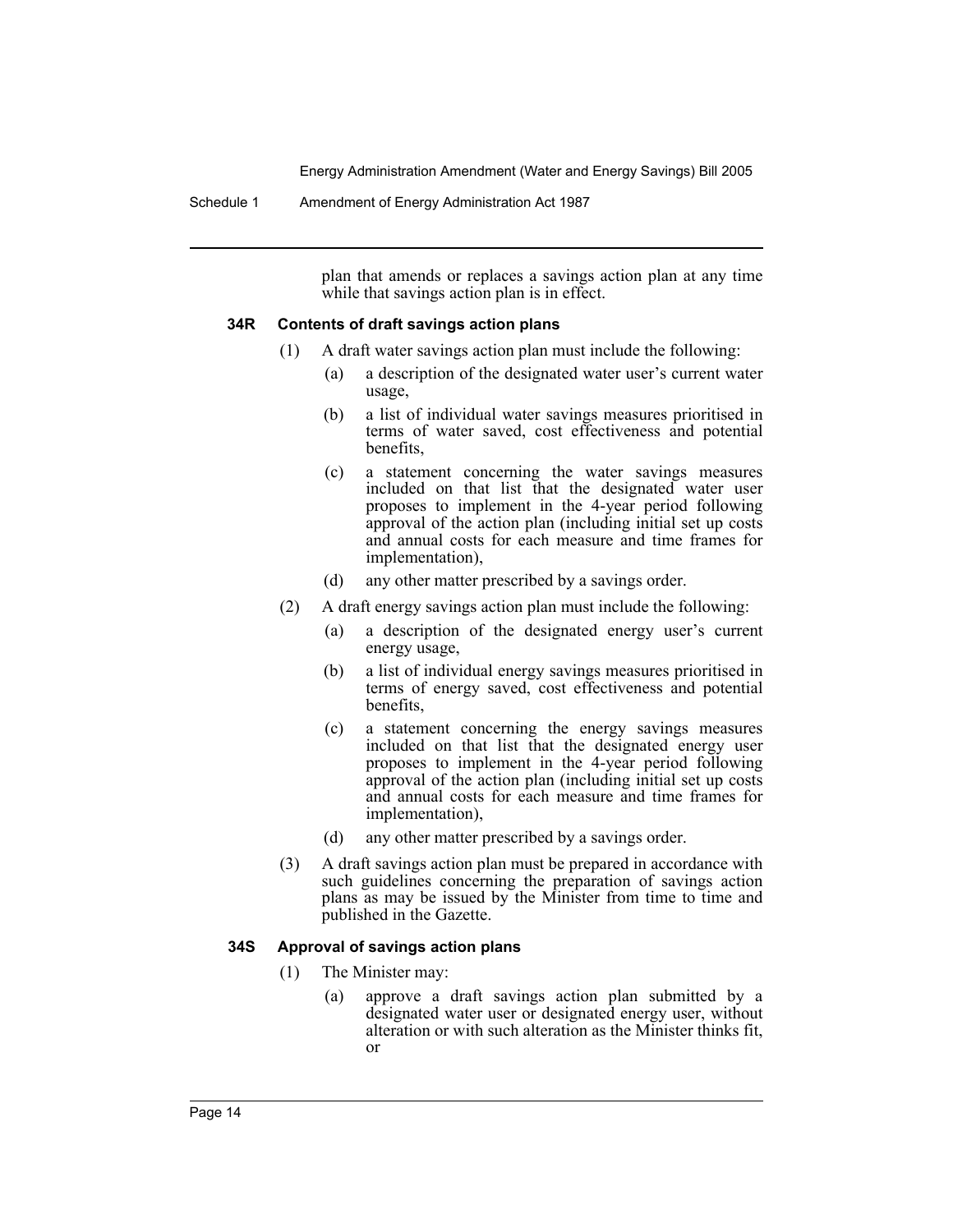plan that amends or replaces a savings action plan at any time while that savings action plan is in effect.

### 34R Contents of draft savings action plans

(1) A draft water savings action plan must include the following:

(a) a description of the designated water user's current water usage,

(b) a list of individual water savings measures prioritised in terms of water saved, cost effectiveness and potential benefits,

(c) a statement concerning the water savings measures included on that list that the designated water user proposes to implement in the 4-year period following approval of the action plan (including initial set up costs and annual costs for each measure and time frames for implementation),

(d) any other matter prescribed by a savings order.

(2) A draft energy savings action plan must include the following:

(a) a description of the designated energy user's current energy usage,

(b) a list of individual energy savings measures prioritised in terms of energy saved, cost effectiveness and potential benefits,

(c) a statement concerning the energy savings measures included on that list that the designated energy user proposes to implement in the 4-year period following approval of the action plan (including initial set up costs and annual costs for each measure and time frames for implementation),

(d) any other matter prescribed by a savings order.

(3) A draft savings action plan must be prepared in accordance with such guidelines concerning the preparation of savings action plans as may be issued by the Minister from time to time and published in the Gazette.

### 34S Approval of savings action plans

(1) The Minister may:

(a) approve a draft savings action plan submitted by a designated water user or designated energy user, without alteration or with such alteration as the Minister thinks fit, or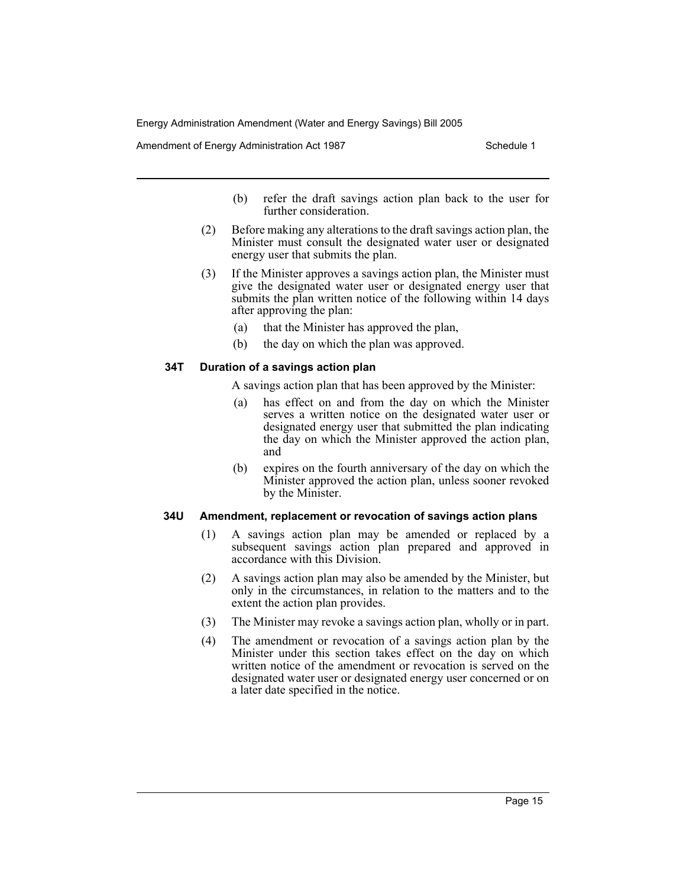(b) refer the draft savings action plan back to the user for further consideration.

(2) Before making any alterations to the draft savings action plan, the Minister must consult the designated water user or designated energy user that submits the plan.

(3) If the Minister approves a savings action plan, the Minister must give the designated water user or designated energy user that submits the plan written notice of the following within 14 days after approving the plan:

(a) that the Minister has approved the plan,

(b) the day on which the plan was approved.

**34T Duration of a savings action plan**

A savings action plan that has been approved by the Minister:

(a) has effect on and from the day on which the Minister serves a written notice on the designated water user or designated energy user that submitted the plan indicating the day on which the Minister approved the action plan, and

(b) expires on the fourth anniversary of the day on which the Minister approved the action plan, unless sooner revoked by the Minister.

**34U Amendment, replacement or revocation of savings action plans**

(1) A savings action plan may be amended or replaced by a subsequent savings action plan prepared and approved in accordance with this Division.

(2) A savings action plan may also be amended by the Minister, but only in the circumstances, in relation to the matters and to the extent the action plan provides.

(3) The Minister may revoke a savings action plan, wholly or in part.

(4) The amendment or revocation of a savings action plan by the Minister under this section takes effect on the day on which written notice of the amendment or revocation is served on the designated water user or designated energy user concerned or on a later date specified in the notice.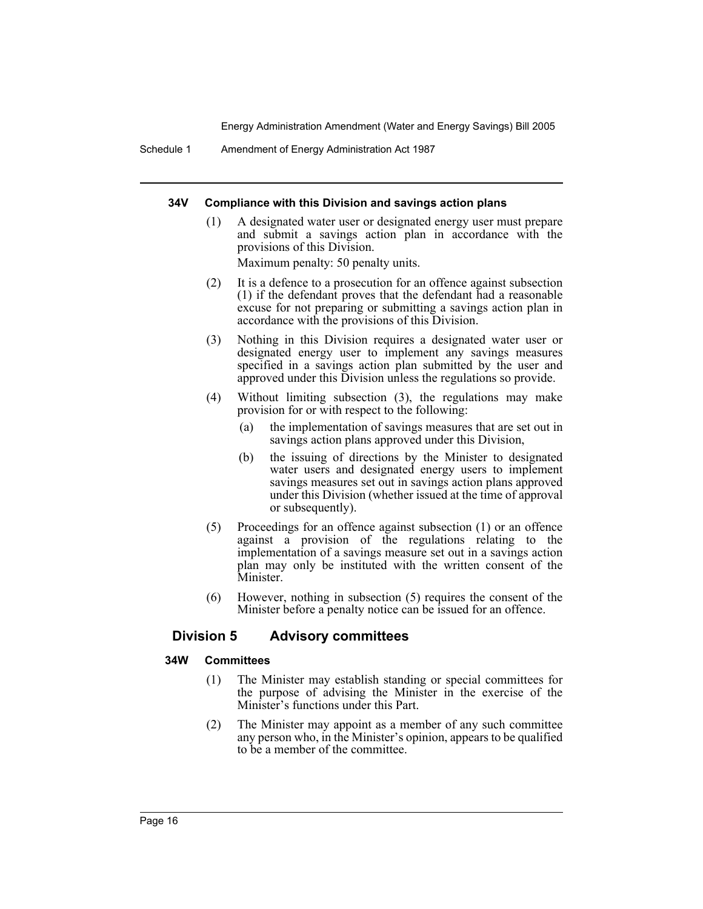#### 34V Compliance with this Division and savings action plans

(1) A designated water user or designated energy user must prepare and submit a savings action plan in accordance with the provisions of this Division.

Maximum penalty: 50 penalty units.

(2) It is a defence to a prosecution for an offence against subsection (1) if the defendant proves that the defendant had a reasonable excuse for not preparing or submitting a savings action plan in accordance with the provisions of this Division.

(3) Nothing in this Division requires a designated water user or designated energy user to implement any savings measures specified in a savings action plan submitted by the user and approved under this Division unless the regulations so provide.

(4) Without limiting subsection (3), the regulations may make provision for or with respect to the following:

(a) the implementation of savings measures that are set out in savings action plans approved under this Division,

(b) the issuing of directions by the Minister to designated water users and designated energy users to implement savings measures set out in savings action plans approved under this Division (whether issued at the time of approval or subsequently).

(5) Proceedings for an offence against subsection (1) or an offence against a provision of the regulations relating to the implementation of a savings measure set out in a savings action plan may only be instituted with the written consent of the Minister.

(6) However, nothing in subsection (5) requires the consent of the Minister before a penalty notice can be issued for an offence.

### Division 5 Advisory committees

#### 34W Committees

(1) The Minister may establish standing or special committees for the purpose of advising the Minister in the exercise of the Minister's functions under this Part.

(2) The Minister may appoint as a member of any such committee any person who, in the Minister's opinion, appears to be qualified to be a member of the committee.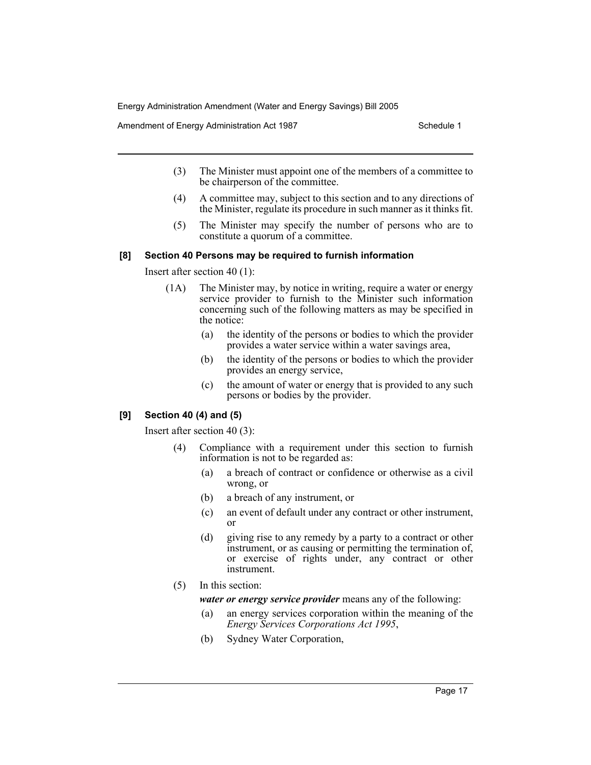(3) The Minister must appoint one of the members of a committee to be chairperson of the committee.

(4) A committee may, subject to this section and to any directions of the Minister, regulate its procedure in such manner as it thinks fit.

(5) The Minister may specify the number of persons who are to constitute a quorum of a committee.

### [8] Section 40 Persons may be required to furnish information

Insert after section 40 (1):

(1A) The Minister may, by notice in writing, require a water or energy service provider to furnish to the Minister such information concerning such of the following matters as may be specified in the notice:

- (a) the identity of the persons or bodies to which the provider provides a water service within a water savings area,
- (b) the identity of the persons or bodies to which the provider provides an energy service,
- (c) the amount of water or energy that is provided to any such persons or bodies by the provider.

### [9] Section 40 (4) and (5)

Insert after section 40 (3):

(4) Compliance with a requirement under this section to furnish information is not to be regarded as:

- (a) a breach of contract or confidence or otherwise as a civil wrong, or
- (b) a breach of any instrument, or
- (c) an event of default under any contract or other instrument, or
- (d) giving rise to any remedy by a party to a contract or other instrument, or as causing or permitting the termination of, or exercise of rights under, any contract or other instrument.

(5) In this section:

***water or energy service provider*** means any of the following:

- (a) an energy services corporation within the meaning of the *Energy Services Corporations Act 1995*,
- (b) Sydney Water Corporation,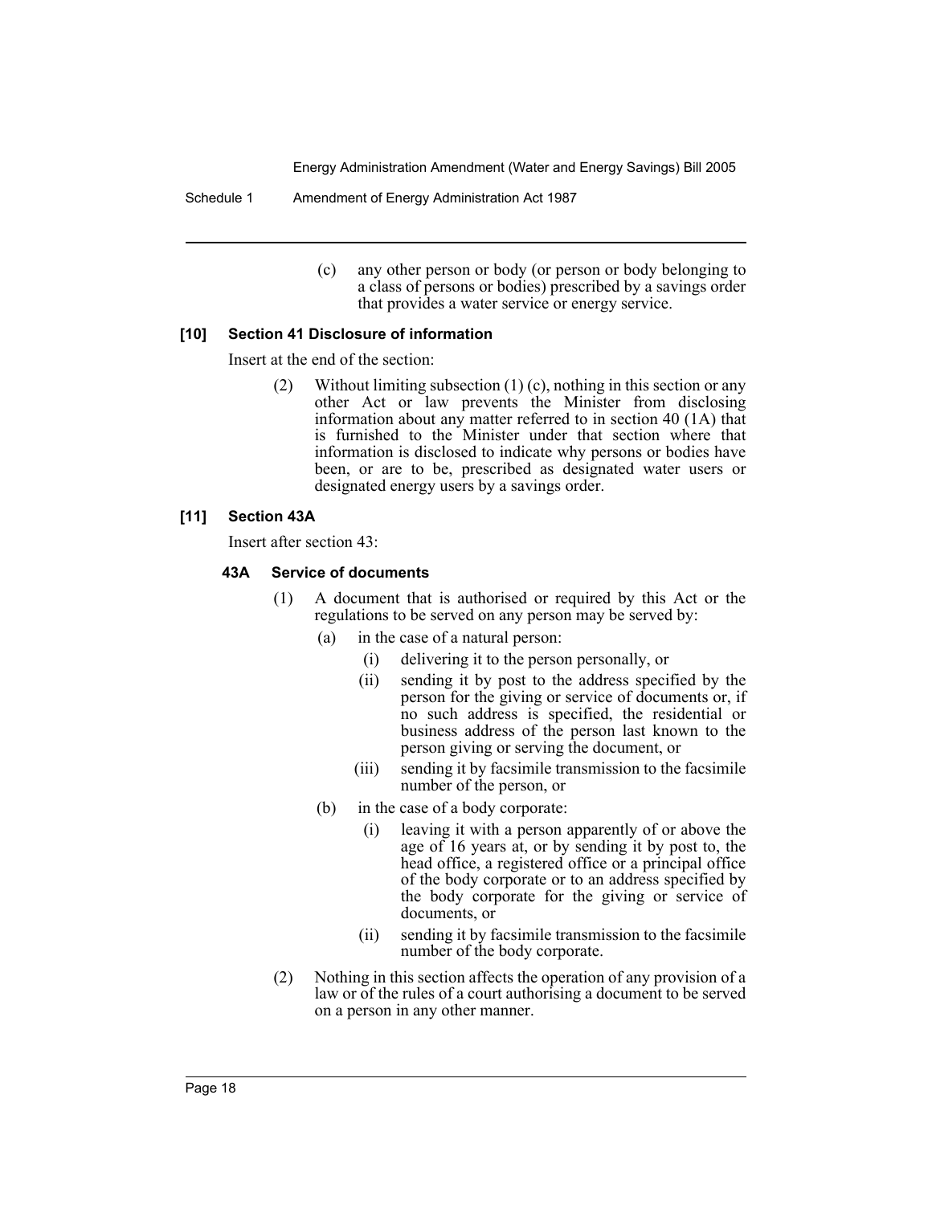(c) any other person or body (or person or body belonging to a class of persons or bodies) prescribed by a savings order that provides a water service or energy service.

### [10] Section 41 Disclosure of information

Insert at the end of the section:

(2) Without limiting subsection (1) (c), nothing in this section or any other Act or law prevents the Minister from disclosing information about any matter referred to in section 40 (1A) that is furnished to the Minister under that section where that information is disclosed to indicate why persons or bodies have been, or are to be, prescribed as designated water users or designated energy users by a savings order.

### [11] Section 43A

Insert after section 43:

#### 43A Service of documents

(1) A document that is authorised or required by this Act or the regulations to be served on any person may be served by:

- (a) in the case of a natural person:
  - (i) delivering it to the person personally, or
  - (ii) sending it by post to the address specified by the person for the giving or service of documents or, if no such address is specified, the residential or business address of the person last known to the person giving or serving the document, or
  - (iii) sending it by facsimile transmission to the facsimile number of the person, or
- (b) in the case of a body corporate:
  - (i) leaving it with a person apparently of or above the age of 16 years at, or by sending it by post to, the head office, a registered office or a principal office of the body corporate or to an address specified by the body corporate for the giving or service of documents, or
  - (ii) sending it by facsimile transmission to the facsimile number of the body corporate.

(2) Nothing in this section affects the operation of any provision of a law or of the rules of a court authorising a document to be served on a person in any other manner.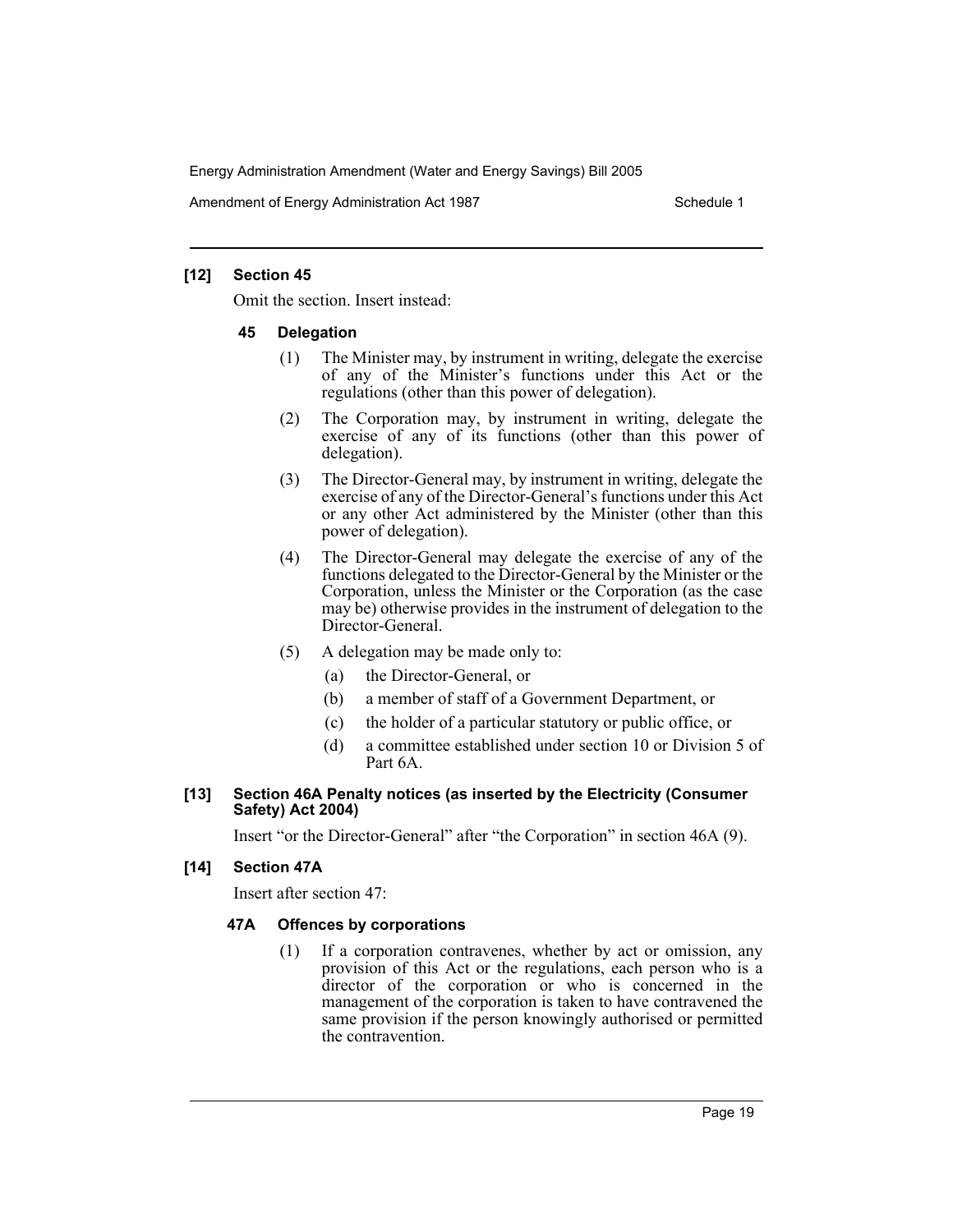**[12] Section 45**

Omit the section. Insert instead:

**45 Delegation**

(1) The Minister may, by instrument in writing, delegate the exercise of any of the Minister's functions under this Act or the regulations (other than this power of delegation).

(2) The Corporation may, by instrument in writing, delegate the exercise of any of its functions (other than this power of delegation).

(3) The Director-General may, by instrument in writing, delegate the exercise of any of the Director-General's functions under this Act or any other Act administered by the Minister (other than this power of delegation).

(4) The Director-General may delegate the exercise of any of the functions delegated to the Director-General by the Minister or the Corporation, unless the Minister or the Corporation (as the case may be) otherwise provides in the instrument of delegation to the Director-General.

(5) A delegation may be made only to:

(a) the Director-General, or

(b) a member of staff of a Government Department, or

(c) the holder of a particular statutory or public office, or

(d) a committee established under section 10 or Division 5 of Part 6A.

**[13] Section 46A Penalty notices (as inserted by the Electricity (Consumer Safety) Act 2004)**

Insert "or the Director-General" after "the Corporation" in section 46A (9).

**[14] Section 47A**

Insert after section 47:

**47A Offences by corporations**

(1) If a corporation contravenes, whether by act or omission, any provision of this Act or the regulations, each person who is a director of the corporation or who is concerned in the management of the corporation is taken to have contravened the same provision if the person knowingly authorised or permitted the contravention.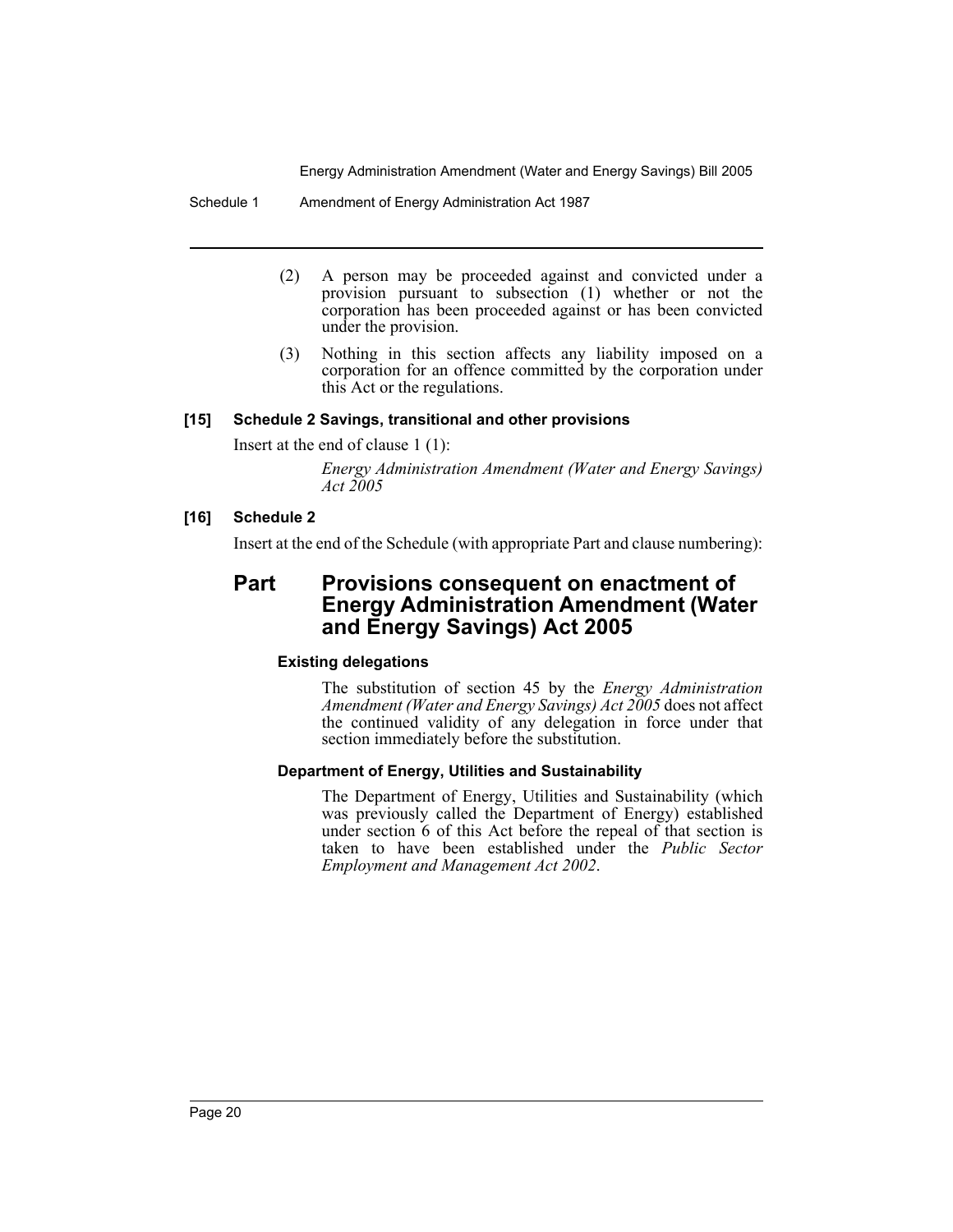(2) A person may be proceeded against and convicted under a provision pursuant to subsection (1) whether or not the corporation has been proceeded against or has been convicted under the provision.

(3) Nothing in this section affects any liability imposed on a corporation for an offence committed by the corporation under this Act or the regulations.

**[15] Schedule 2 Savings, transitional and other provisions**

Insert at the end of clause 1 (1):

*Energy Administration Amendment (Water and Energy Savings) Act 2005*

**[16] Schedule 2**

Insert at the end of the Schedule (with appropriate Part and clause numbering):

## Part Provisions consequent on enactment of Energy Administration Amendment (Water and Energy Savings) Act 2005

#### Existing delegations

The substitution of section 45 by the *Energy Administration Amendment (Water and Energy Savings) Act 2005* does not affect the continued validity of any delegation in force under that section immediately before the substitution.

#### Department of Energy, Utilities and Sustainability

The Department of Energy, Utilities and Sustainability (which was previously called the Department of Energy) established under section 6 of this Act before the repeal of that section is taken to have been established under the *Public Sector Employment and Management Act 2002*.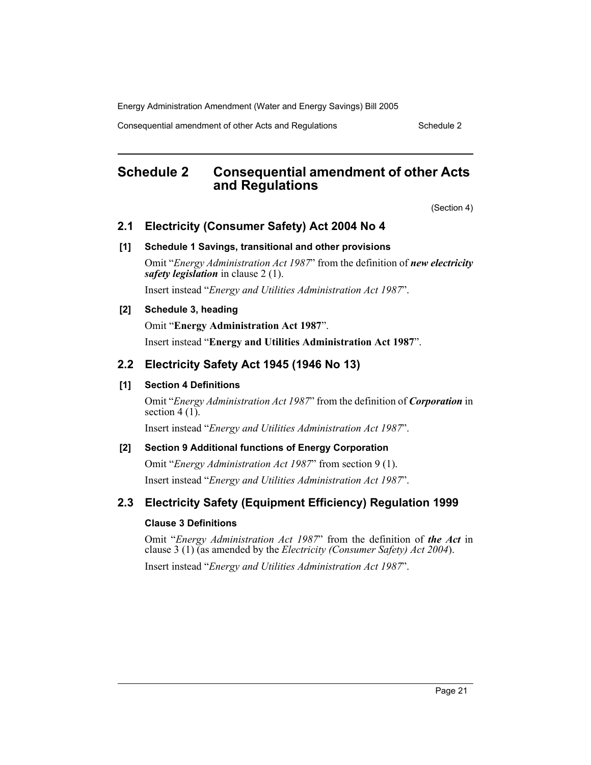# Schedule 2 Consequential amendment of other Acts and Regulations

(Section 4)

## 2.1 Electricity (Consumer Safety) Act 2004 No 4

### [1] Schedule 1 Savings, transitional and other provisions

Omit "*Energy Administration Act 1987*" from the definition of ***new electricity safety legislation*** in clause 2 (1).

Insert instead "*Energy and Utilities Administration Act 1987*".

### [2] Schedule 3, heading

Omit "**Energy Administration Act 1987**".

Insert instead "**Energy and Utilities Administration Act 1987**".

## 2.2 Electricity Safety Act 1945 (1946 No 13)

### [1] Section 4 Definitions

Omit "*Energy Administration Act 1987*" from the definition of ***Corporation*** in section 4 (1).

Insert instead "*Energy and Utilities Administration Act 1987*".

### [2] Section 9 Additional functions of Energy Corporation

Omit "*Energy Administration Act 1987*" from section 9 (1).

Insert instead "*Energy and Utilities Administration Act 1987*".

## 2.3 Electricity Safety (Equipment Efficiency) Regulation 1999

### Clause 3 Definitions

Omit "*Energy Administration Act 1987*" from the definition of ***the Act*** in clause 3 (1) (as amended by the *Electricity (Consumer Safety) Act 2004*).

Insert instead "*Energy and Utilities Administration Act 1987*".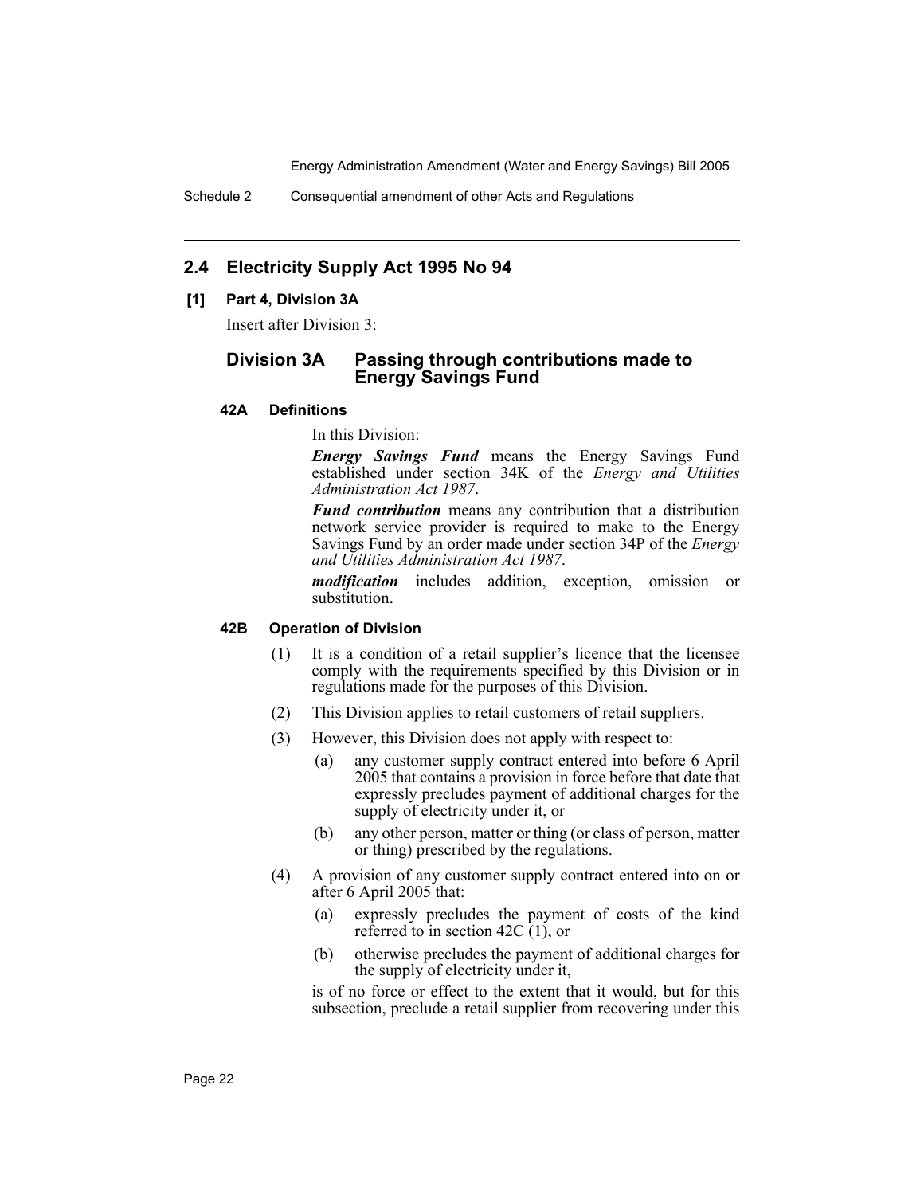## 2.4 Electricity Supply Act 1995 No 94

**[1] Part 4, Division 3A**

Insert after Division 3:

### Division 3A Passing through contributions made to Energy Savings Fund

**42A Definitions**

In this Division:

***Energy Savings Fund*** means the Energy Savings Fund established under section 34K of the *Energy and Utilities Administration Act 1987*.

***Fund contribution*** means any contribution that a distribution network service provider is required to make to the Energy Savings Fund by an order made under section 34P of the *Energy and Utilities Administration Act 1987*.

***modification*** includes addition, exception, omission or substitution.

**42B Operation of Division**

(1) It is a condition of a retail supplier's licence that the licensee comply with the requirements specified by this Division or in regulations made for the purposes of this Division.

(2) This Division applies to retail customers of retail suppliers.

(3) However, this Division does not apply with respect to:

(a) any customer supply contract entered into before 6 April 2005 that contains a provision in force before that date that expressly precludes payment of additional charges for the supply of electricity under it, or

(b) any other person, matter or thing (or class of person, matter or thing) prescribed by the regulations.

(4) A provision of any customer supply contract entered into on or after 6 April 2005 that:

(a) expressly precludes the payment of costs of the kind referred to in section 42C (1), or

(b) otherwise precludes the payment of additional charges for the supply of electricity under it,

is of no force or effect to the extent that it would, but for this subsection, preclude a retail supplier from recovering under this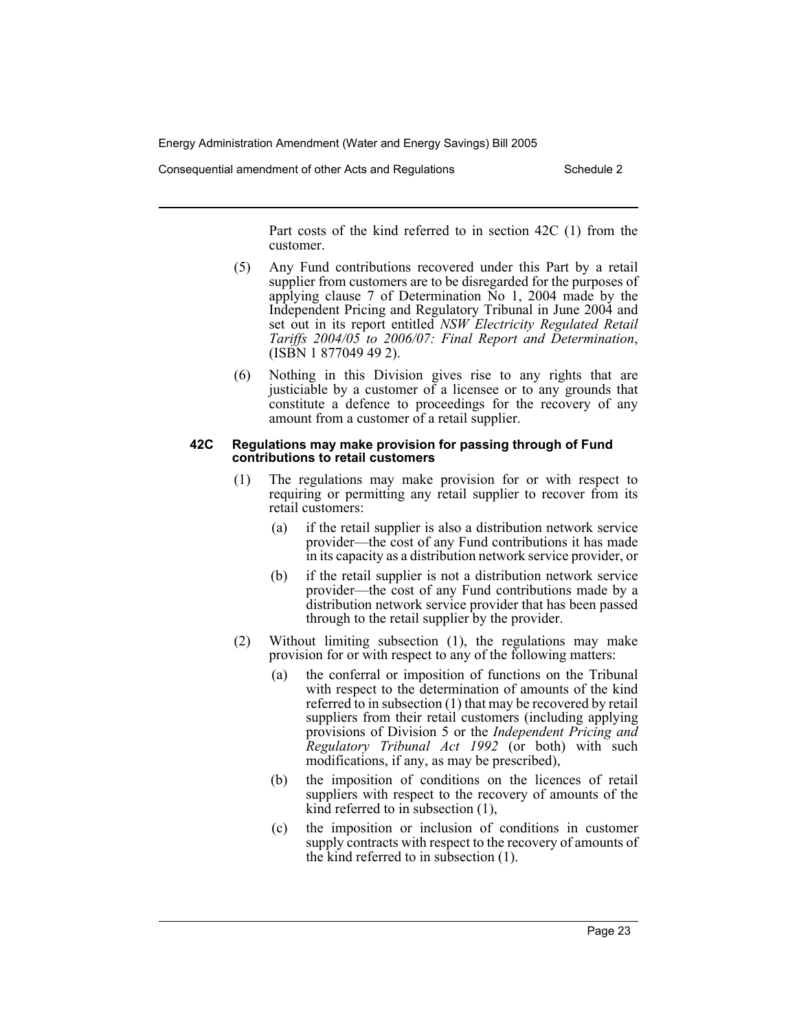Part costs of the kind referred to in section 42C (1) from the customer.

(5) Any Fund contributions recovered under this Part by a retail supplier from customers are to be disregarded for the purposes of applying clause 7 of Determination No 1, 2004 made by the Independent Pricing and Regulatory Tribunal in June 2004 and set out in its report entitled *NSW Electricity Regulated Retail Tariffs 2004/05 to 2006/07: Final Report and Determination*, (ISBN 1 877049 49 2).

(6) Nothing in this Division gives rise to any rights that are justiciable by a customer of a licensee or to any grounds that constitute a defence to proceedings for the recovery of any amount from a customer of a retail supplier.

#### 42C Regulations may make provision for passing through of Fund contributions to retail customers

(1) The regulations may make provision for or with respect to requiring or permitting any retail supplier to recover from its retail customers:

- (a) if the retail supplier is also a distribution network service provider—the cost of any Fund contributions it has made in its capacity as a distribution network service provider, or
- (b) if the retail supplier is not a distribution network service provider—the cost of any Fund contributions made by a distribution network service provider that has been passed through to the retail supplier by the provider.

(2) Without limiting subsection (1), the regulations may make provision for or with respect to any of the following matters:

- (a) the conferral or imposition of functions on the Tribunal with respect to the determination of amounts of the kind referred to in subsection (1) that may be recovered by retail suppliers from their retail customers (including applying provisions of Division 5 or the *Independent Pricing and Regulatory Tribunal Act 1992* (or both) with such modifications, if any, as may be prescribed),
- (b) the imposition of conditions on the licences of retail suppliers with respect to the recovery of amounts of the kind referred to in subsection (1),
- (c) the imposition or inclusion of conditions in customer supply contracts with respect to the recovery of amounts of the kind referred to in subsection (1).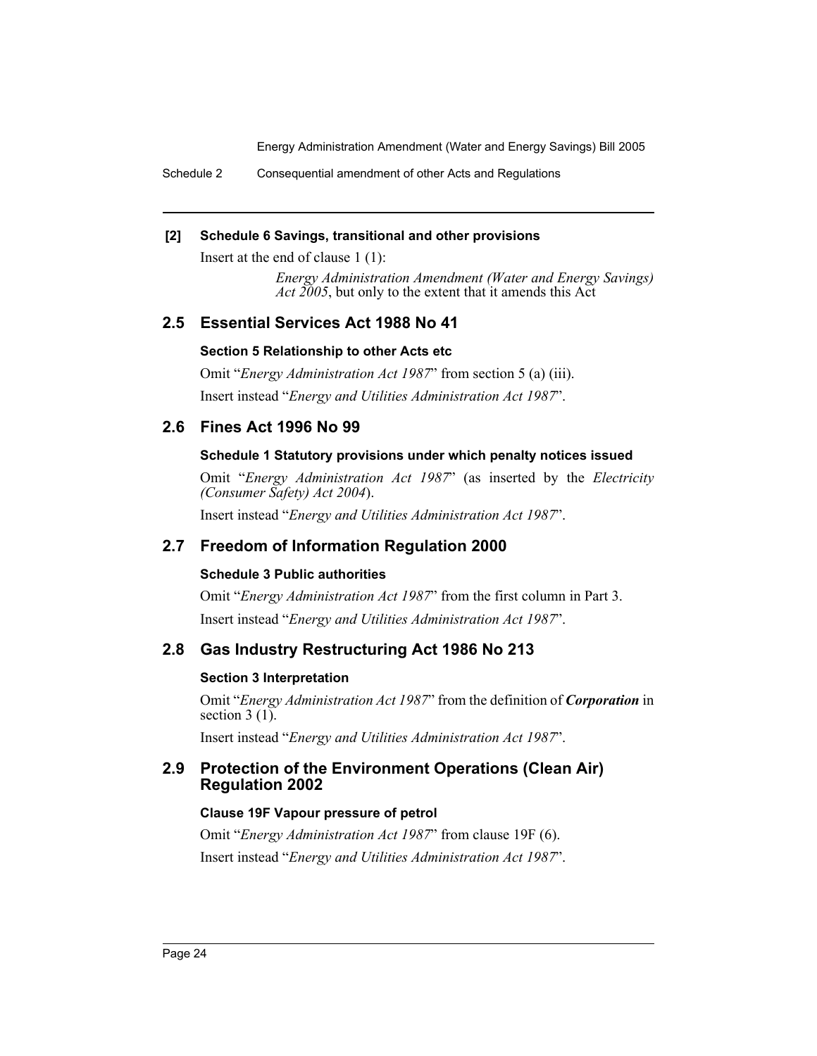**[2] Schedule 6 Savings, transitional and other provisions**

Insert at the end of clause 1 (1):

> *Energy Administration Amendment (Water and Energy Savings) Act 2005*, but only to the extent that it amends this Act

## 2.5 Essential Services Act 1988 No 41

**Section 5 Relationship to other Acts etc**

Omit "*Energy Administration Act 1987*" from section 5 (a) (iii).

Insert instead "*Energy and Utilities Administration Act 1987*".

## 2.6 Fines Act 1996 No 99

**Schedule 1 Statutory provisions under which penalty notices issued**

Omit "*Energy Administration Act 1987*" (as inserted by the *Electricity (Consumer Safety) Act 2004*).

Insert instead "*Energy and Utilities Administration Act 1987*".

## 2.7 Freedom of Information Regulation 2000

**Schedule 3 Public authorities**

Omit "*Energy Administration Act 1987*" from the first column in Part 3.

Insert instead "*Energy and Utilities Administration Act 1987*".

## 2.8 Gas Industry Restructuring Act 1986 No 213

**Section 3 Interpretation**

Omit "*Energy Administration Act 1987*" from the definition of ***Corporation*** in section 3 (1).

Insert instead "*Energy and Utilities Administration Act 1987*".

## 2.9 Protection of the Environment Operations (Clean Air) Regulation 2002

**Clause 19F Vapour pressure of petrol**

Omit "*Energy Administration Act 1987*" from clause 19F (6).

Insert instead "*Energy and Utilities Administration Act 1987*".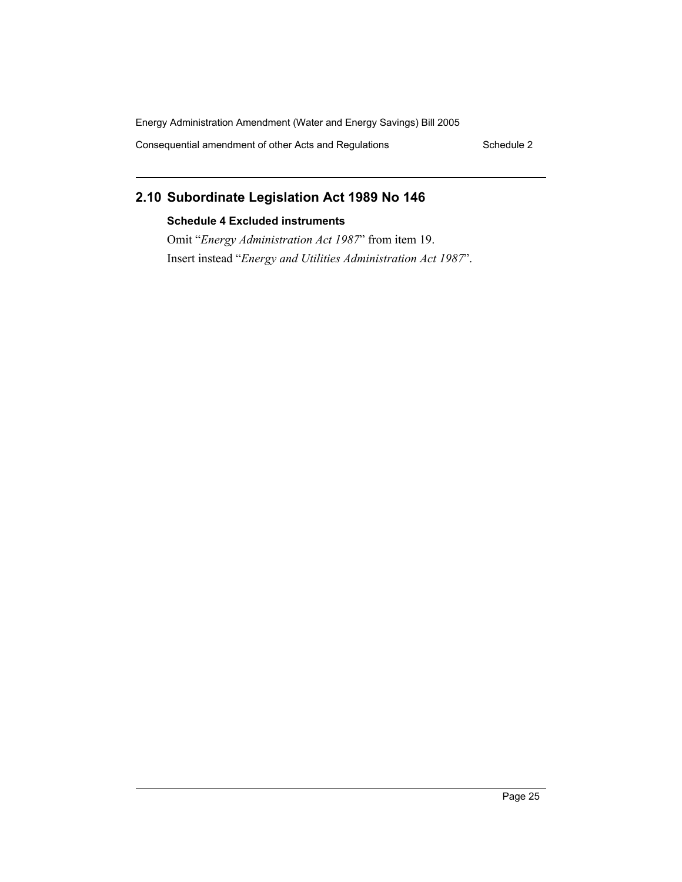## 2.10 Subordinate Legislation Act 1989 No 146

### Schedule 4 Excluded instruments

Omit "*Energy Administration Act 1987*" from item 19.

Insert instead "*Energy and Utilities Administration Act 1987*".